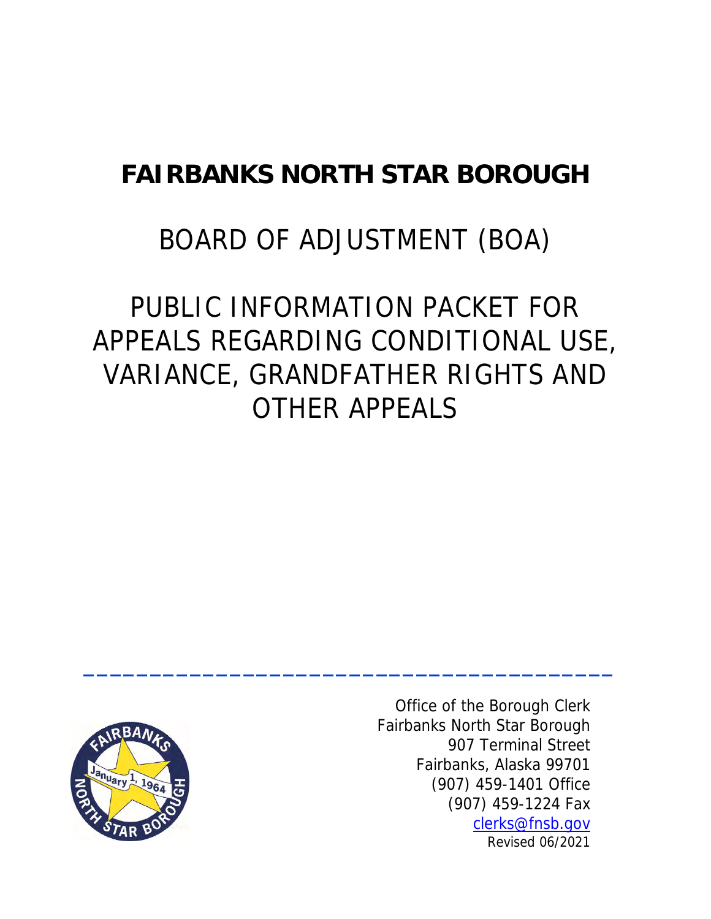# FAIRBANKS NORTH STAR BOROUGH

## BOARD OF ADJUSTMENT (BOA)

## PUBLIC INFORMATION PACKET FOR APPEALS REGARDING CONDITIONAL USE, VARIANCE, GRANDFATHER RIGHTS AND OTHER APPEALS

---

Office of the Borough Clerk
Fairbanks North Star Borough
907 Terminal Street
Fairbanks, Alaska 99701
(907) 459-1401 Office
(907) 459-1224 Fax
clerks@fnsb.gov
Revised 06/2021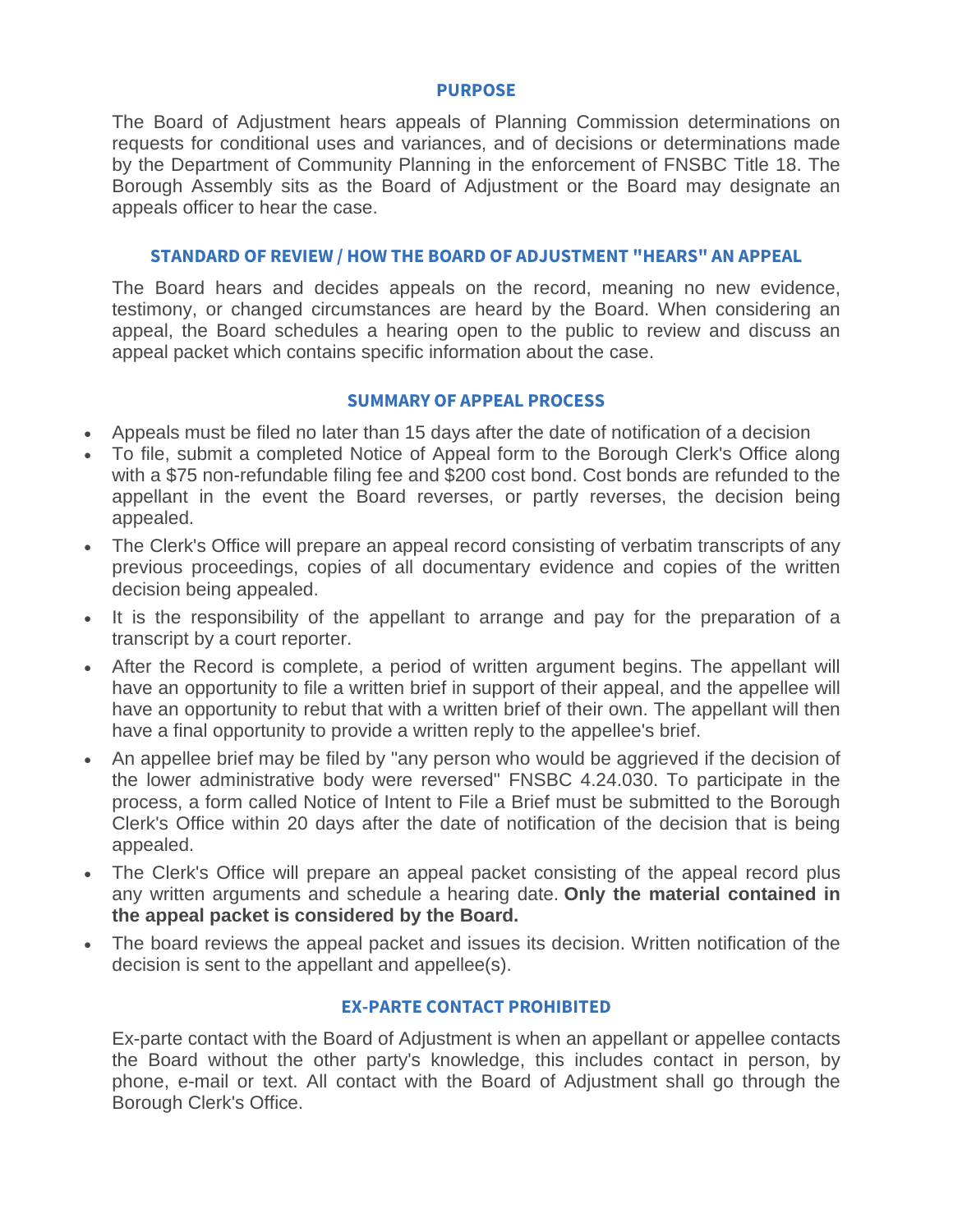## PURPOSE

The Board of Adjustment hears appeals of Planning Commission determinations on requests for conditional uses and variances, and of decisions or determinations made by the Department of Community Planning in the enforcement of FNSBC Title 18. The Borough Assembly sits as the Board of Adjustment or the Board may designate an appeals officer to hear the case.

## STANDARD OF REVIEW / HOW THE BOARD OF ADJUSTMENT "HEARS" AN APPEAL

The Board hears and decides appeals on the record, meaning no new evidence, testimony, or changed circumstances are heard by the Board. When considering an appeal, the Board schedules a hearing open to the public to review and discuss an appeal packet which contains specific information about the case.

## SUMMARY OF APPEAL PROCESS

- Appeals must be filed no later than 15 days after the date of notification of a decision
- To file, submit a completed Notice of Appeal form to the Borough Clerk's Office along with a $75 non-refundable filing fee and $200 cost bond. Cost bonds are refunded to the appellant in the event the Board reverses, or partly reverses, the decision being appealed.
- The Clerk's Office will prepare an appeal record consisting of verbatim transcripts of any previous proceedings, copies of all documentary evidence and copies of the written decision being appealed.
- It is the responsibility of the appellant to arrange and pay for the preparation of a transcript by a court reporter.
- After the Record is complete, a period of written argument begins. The appellant will have an opportunity to file a written brief in support of their appeal, and the appellee will have an opportunity to rebut that with a written brief of their own. The appellant will then have a final opportunity to provide a written reply to the appellee's brief.
- An appellee brief may be filed by "any person who would be aggrieved if the decision of the lower administrative body were reversed" FNSBC 4.24.030. To participate in the process, a form called Notice of Intent to File a Brief must be submitted to the Borough Clerk's Office within 20 days after the date of notification of the decision that is being appealed.
- The Clerk's Office will prepare an appeal packet consisting of the appeal record plus any written arguments and schedule a hearing date. **Only the material contained in the appeal packet is considered by the Board.**
- The board reviews the appeal packet and issues its decision. Written notification of the decision is sent to the appellant and appellee(s).

## EX-PARTE CONTACT PROHIBITED

Ex-parte contact with the Board of Adjustment is when an appellant or appellee contacts the Board without the other party's knowledge, this includes contact in person, by phone, e-mail or text. All contact with the Board of Adjustment shall go through the Borough Clerk's Office.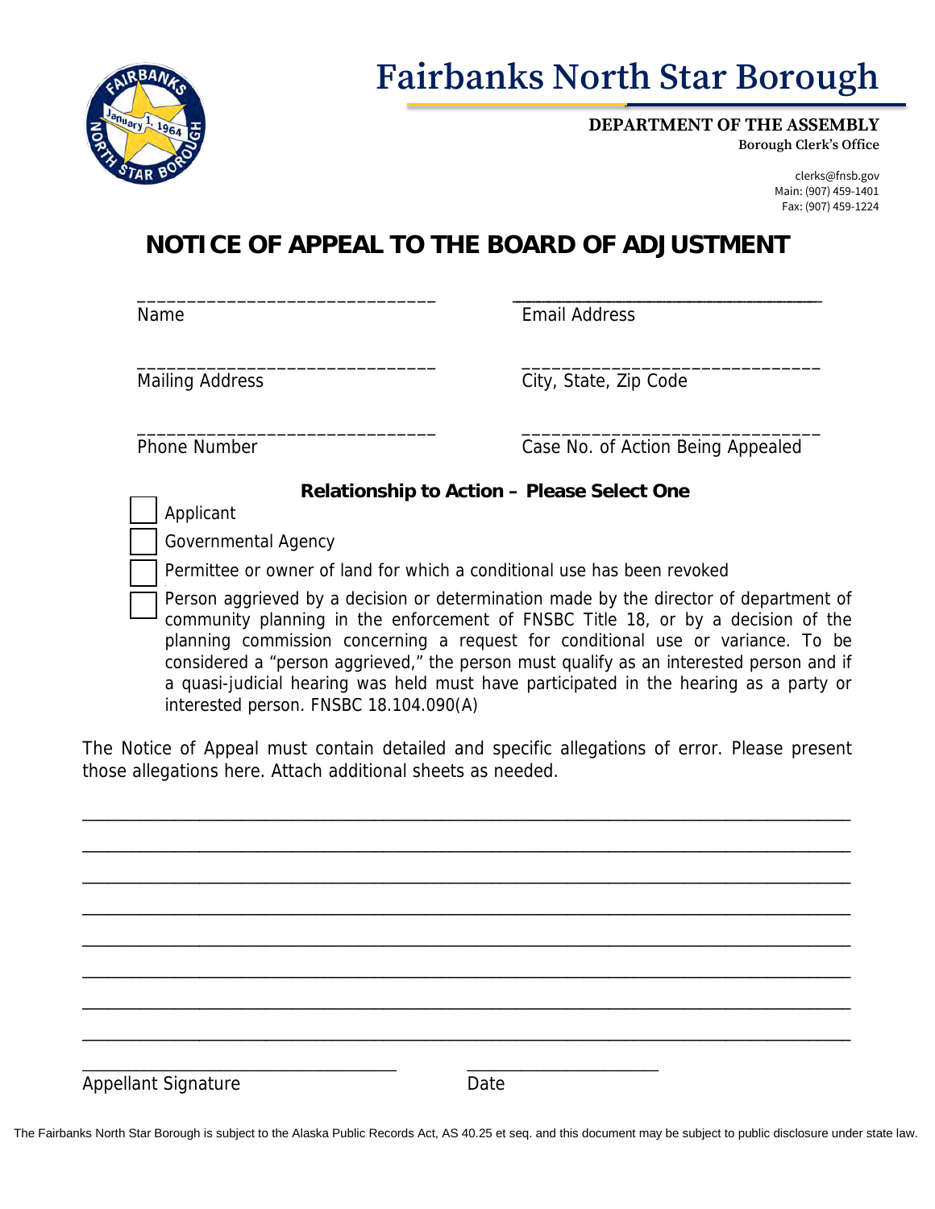# Fairbanks North Star Borough

**DEPARTMENT OF THE ASSEMBLY**
Borough Clerk's Office

clerks@fnsb.gov
Main: (907) 459-1401
Fax: (907) 459-1224

## NOTICE OF APPEAL TO THE BOARD OF ADJUSTMENT

______________________________ Name

______________________________ Email Address

______________________________ Mailing Address

______________________________ City, State, Zip Code

______________________________ Phone Number

______________________________ Case No. of Action Being Appealed

**Relationship to Action – Please Select One**

- ☐ Applicant
- ☐ Governmental Agency
- ☐ Permittee or owner of land for which a conditional use has been revoked
- ☐ Person aggrieved by a decision or determination made by the director of department of community planning in the enforcement of FNSBC Title 18, or by a decision of the planning commission concerning a request for conditional use or variance. To be considered a "person aggrieved," the person must qualify as an interested person and if a quasi-judicial hearing was held must have participated in the hearing as a party or interested person. FNSBC 18.104.090(A)

The Notice of Appeal must contain detailed and specific allegations of error. Please present those allegations here. Attach additional sheets as needed.

________________________________________________________________________________

________________________________________________________________________________

________________________________________________________________________________

________________________________________________________________________________

________________________________________________________________________________

________________________________________________________________________________

________________________________________________________________________________

________________________________________________________________________________

______________________________ Appellant Signature

______________________ Date

The Fairbanks North Star Borough is subject to the Alaska Public Records Act, AS 40.25 et seq. and this document may be subject to public disclosure under state law.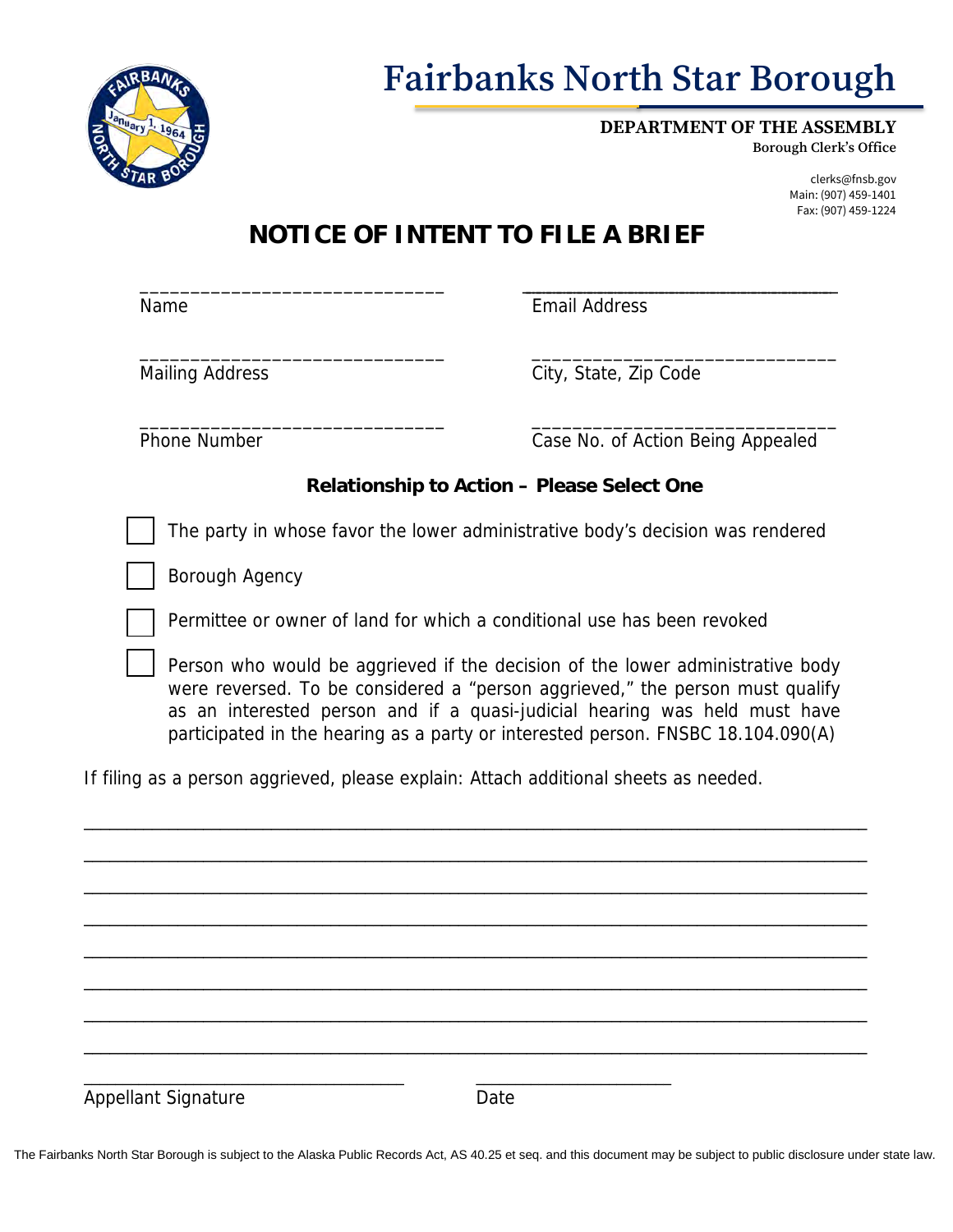# Fairbanks North Star Borough

**DEPARTMENT OF THE ASSEMBLY**
**Borough Clerk's Office**

clerks@fnsb.gov
Main: (907) 459-1401
Fax: (907) 459-1224

## NOTICE OF INTENT TO FILE A BRIEF

______________________________ Name

______________________________ Email Address

______________________________ Mailing Address

______________________________ City, State, Zip Code

______________________________ Phone Number

______________________________ Case No. of Action Being Appealed

**Relationship to Action – Please Select One**

- [ ] The party in whose favor the lower administrative body's decision was rendered
- [ ] Borough Agency
- [ ] Permittee or owner of land for which a conditional use has been revoked
- [ ] Person who would be aggrieved if the decision of the lower administrative body were reversed. To be considered a "person aggrieved," the person must qualify as an interested person and if a quasi-judicial hearing was held must have participated in the hearing as a party or interested person. FNSBC 18.104.090(A)

If filing as a person aggrieved, please explain: Attach additional sheets as needed.

________________________________________________________________________________

________________________________________________________________________________

________________________________________________________________________________

________________________________________________________________________________

________________________________________________________________________________

________________________________________________________________________________

________________________________________________________________________________

________________________________________________________________________________

______________________________ Appellant Signature

______________________ Date

The Fairbanks North Star Borough is subject to the Alaska Public Records Act, AS 40.25 et seq. and this document may be subject to public disclosure under state law.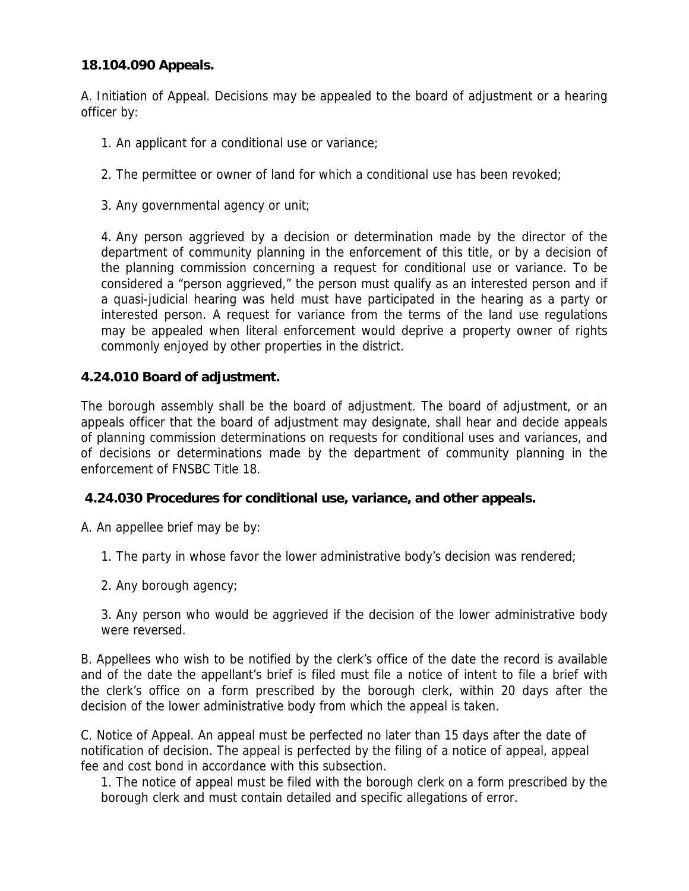**18.104.090 Appeals.**

A. Initiation of Appeal. Decisions may be appealed to the board of adjustment or a hearing officer by:

1. An applicant for a conditional use or variance;

2. The permittee or owner of land for which a conditional use has been revoked;

3. Any governmental agency or unit;

4. Any person aggrieved by a decision or determination made by the director of the department of community planning in the enforcement of this title, or by a decision of the planning commission concerning a request for conditional use or variance. To be considered a "person aggrieved," the person must qualify as an interested person and if a quasi-judicial hearing was held must have participated in the hearing as a party or interested person. A request for variance from the terms of the land use regulations may be appealed when literal enforcement would deprive a property owner of rights commonly enjoyed by other properties in the district.

**4.24.010 Board of adjustment.**

The borough assembly shall be the board of adjustment. The board of adjustment, or an appeals officer that the board of adjustment may designate, shall hear and decide appeals of planning commission determinations on requests for conditional uses and variances, and of decisions or determinations made by the department of community planning in the enforcement of FNSBC Title 18.

**4.24.030 Procedures for conditional use, variance, and other appeals.**

A. An appellee brief may be by:

1. The party in whose favor the lower administrative body's decision was rendered;

2. Any borough agency;

3. Any person who would be aggrieved if the decision of the lower administrative body were reversed.

B. Appellees who wish to be notified by the clerk's office of the date the record is available and of the date the appellant's brief is filed must file a notice of intent to file a brief with the clerk's office on a form prescribed by the borough clerk, within 20 days after the decision of the lower administrative body from which the appeal is taken.

C. Notice of Appeal. An appeal must be perfected no later than 15 days after the date of notification of decision. The appeal is perfected by the filing of a notice of appeal, appeal fee and cost bond in accordance with this subsection.

1. The notice of appeal must be filed with the borough clerk on a form prescribed by the borough clerk and must contain detailed and specific allegations of error.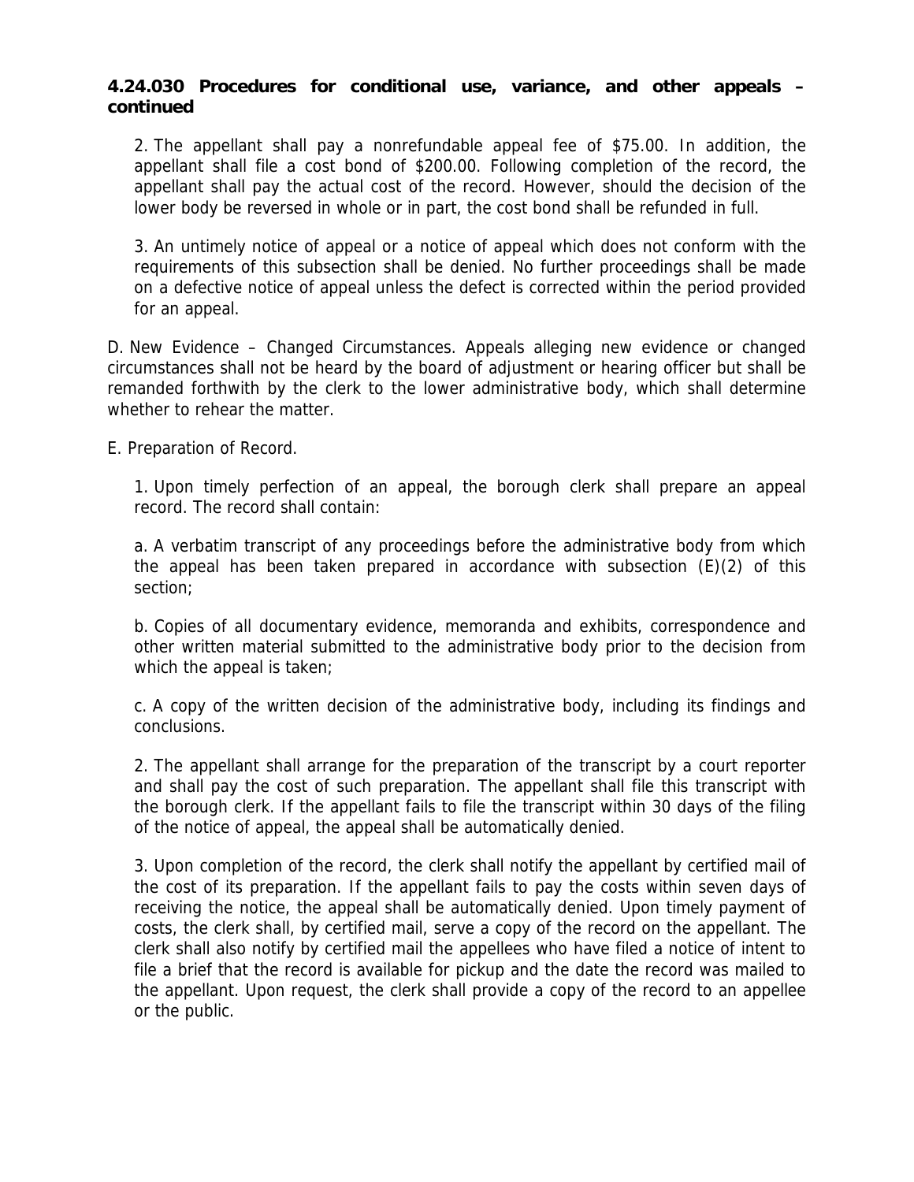**4.24.030 Procedures for conditional use, variance, and other appeals – continued**

2. The appellant shall pay a nonrefundable appeal fee of $75.00. In addition, the appellant shall file a cost bond of $200.00. Following completion of the record, the appellant shall pay the actual cost of the record. However, should the decision of the lower body be reversed in whole or in part, the cost bond shall be refunded in full.

3. An untimely notice of appeal or a notice of appeal which does not conform with the requirements of this subsection shall be denied. No further proceedings shall be made on a defective notice of appeal unless the defect is corrected within the period provided for an appeal.

D. New Evidence – Changed Circumstances. Appeals alleging new evidence or changed circumstances shall not be heard by the board of adjustment or hearing officer but shall be remanded forthwith by the clerk to the lower administrative body, which shall determine whether to rehear the matter.

E. Preparation of Record.

1. Upon timely perfection of an appeal, the borough clerk shall prepare an appeal record. The record shall contain:

a. A verbatim transcript of any proceedings before the administrative body from which the appeal has been taken prepared in accordance with subsection (E)(2) of this section;

b. Copies of all documentary evidence, memoranda and exhibits, correspondence and other written material submitted to the administrative body prior to the decision from which the appeal is taken;

c. A copy of the written decision of the administrative body, including its findings and conclusions.

2. The appellant shall arrange for the preparation of the transcript by a court reporter and shall pay the cost of such preparation. The appellant shall file this transcript with the borough clerk. If the appellant fails to file the transcript within 30 days of the filing of the notice of appeal, the appeal shall be automatically denied.

3. Upon completion of the record, the clerk shall notify the appellant by certified mail of the cost of its preparation. If the appellant fails to pay the costs within seven days of receiving the notice, the appeal shall be automatically denied. Upon timely payment of costs, the clerk shall, by certified mail, serve a copy of the record on the appellant. The clerk shall also notify by certified mail the appellees who have filed a notice of intent to file a brief that the record is available for pickup and the date the record was mailed to the appellant. Upon request, the clerk shall provide a copy of the record to an appellee or the public.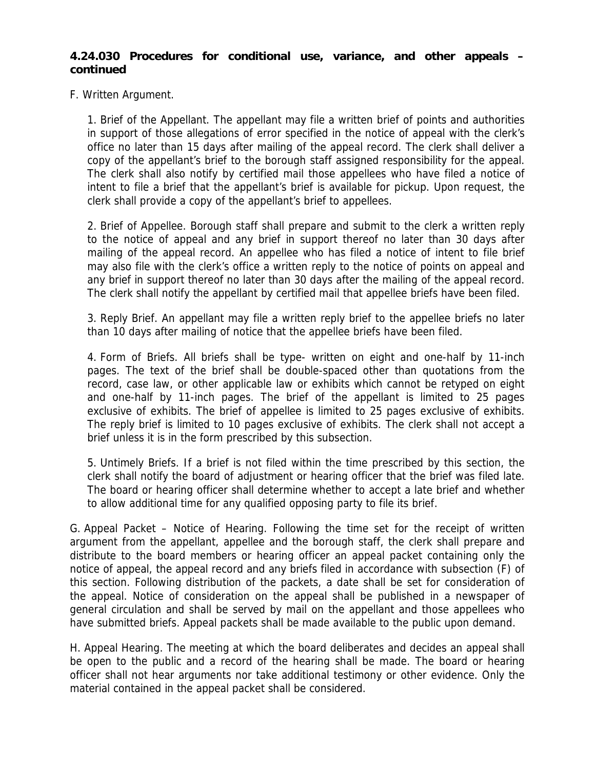**4.24.030 Procedures for conditional use, variance, and other appeals – continued**

F. Written Argument.

1. Brief of the Appellant. The appellant may file a written brief of points and authorities in support of those allegations of error specified in the notice of appeal with the clerk's office no later than 15 days after mailing of the appeal record. The clerk shall deliver a copy of the appellant's brief to the borough staff assigned responsibility for the appeal. The clerk shall also notify by certified mail those appellees who have filed a notice of intent to file a brief that the appellant's brief is available for pickup. Upon request, the clerk shall provide a copy of the appellant's brief to appellees.

2. Brief of Appellee. Borough staff shall prepare and submit to the clerk a written reply to the notice of appeal and any brief in support thereof no later than 30 days after mailing of the appeal record. An appellee who has filed a notice of intent to file brief may also file with the clerk's office a written reply to the notice of points on appeal and any brief in support thereof no later than 30 days after the mailing of the appeal record. The clerk shall notify the appellant by certified mail that appellee briefs have been filed.

3. Reply Brief. An appellant may file a written reply brief to the appellee briefs no later than 10 days after mailing of notice that the appellee briefs have been filed.

4. Form of Briefs. All briefs shall be type- written on eight and one-half by 11-inch pages. The text of the brief shall be double-spaced other than quotations from the record, case law, or other applicable law or exhibits which cannot be retyped on eight and one-half by 11-inch pages. The brief of the appellant is limited to 25 pages exclusive of exhibits. The brief of appellee is limited to 25 pages exclusive of exhibits. The reply brief is limited to 10 pages exclusive of exhibits. The clerk shall not accept a brief unless it is in the form prescribed by this subsection.

5. Untimely Briefs. If a brief is not filed within the time prescribed by this section, the clerk shall notify the board of adjustment or hearing officer that the brief was filed late. The board or hearing officer shall determine whether to accept a late brief and whether to allow additional time for any qualified opposing party to file its brief.

G. Appeal Packet – Notice of Hearing. Following the time set for the receipt of written argument from the appellant, appellee and the borough staff, the clerk shall prepare and distribute to the board members or hearing officer an appeal packet containing only the notice of appeal, the appeal record and any briefs filed in accordance with subsection (F) of this section. Following distribution of the packets, a date shall be set for consideration of the appeal. Notice of consideration on the appeal shall be published in a newspaper of general circulation and shall be served by mail on the appellant and those appellees who have submitted briefs. Appeal packets shall be made available to the public upon demand.

H. Appeal Hearing. The meeting at which the board deliberates and decides an appeal shall be open to the public and a record of the hearing shall be made. The board or hearing officer shall not hear arguments nor take additional testimony or other evidence. Only the material contained in the appeal packet shall be considered.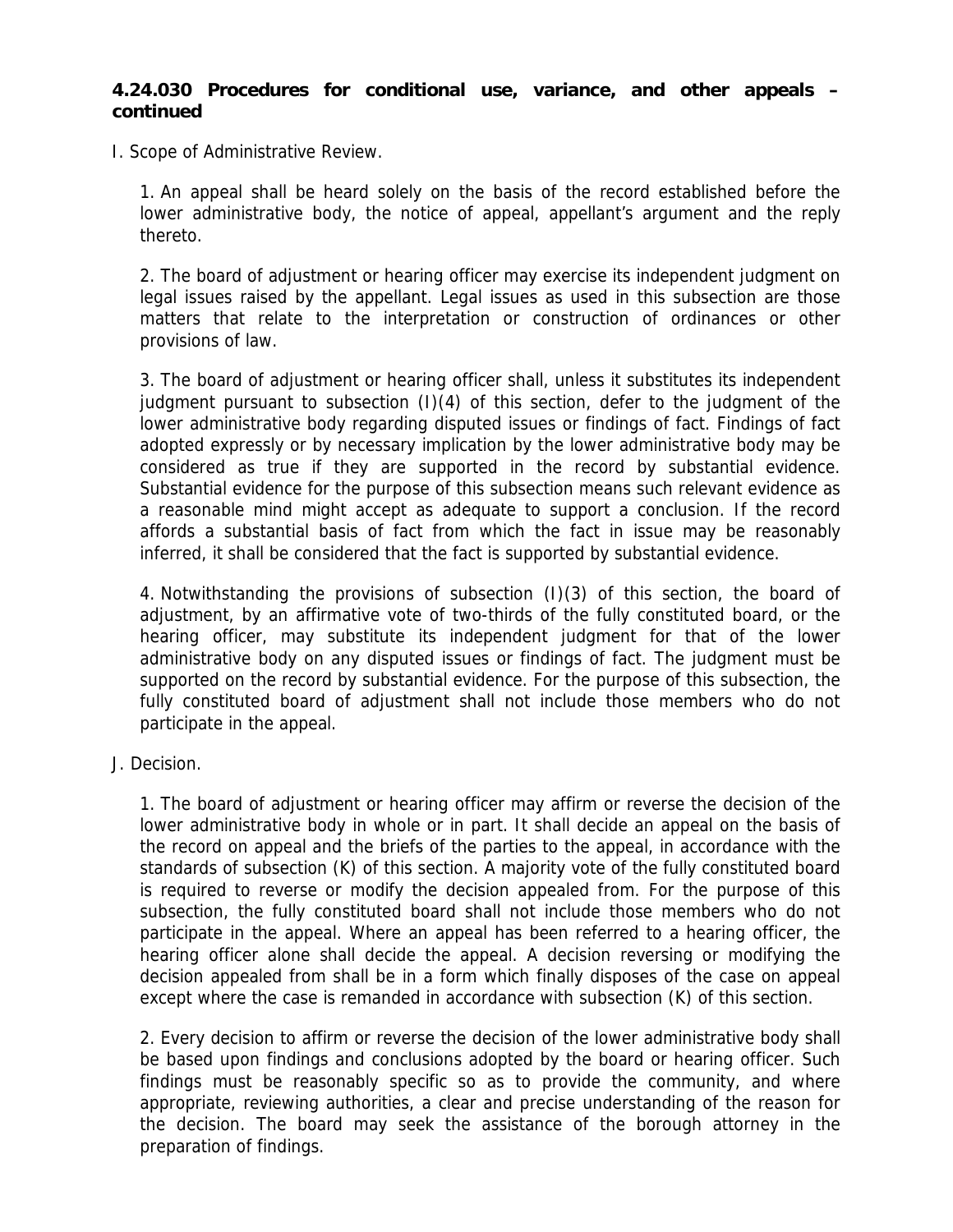**4.24.030 Procedures for conditional use, variance, and other appeals – continued**

I. Scope of Administrative Review.

1. An appeal shall be heard solely on the basis of the record established before the lower administrative body, the notice of appeal, appellant's argument and the reply thereto.

2. The board of adjustment or hearing officer may exercise its independent judgment on legal issues raised by the appellant. Legal issues as used in this subsection are those matters that relate to the interpretation or construction of ordinances or other provisions of law.

3. The board of adjustment or hearing officer shall, unless it substitutes its independent judgment pursuant to subsection (I)(4) of this section, defer to the judgment of the lower administrative body regarding disputed issues or findings of fact. Findings of fact adopted expressly or by necessary implication by the lower administrative body may be considered as true if they are supported in the record by substantial evidence. Substantial evidence for the purpose of this subsection means such relevant evidence as a reasonable mind might accept as adequate to support a conclusion. If the record affords a substantial basis of fact from which the fact in issue may be reasonably inferred, it shall be considered that the fact is supported by substantial evidence.

4. Notwithstanding the provisions of subsection (I)(3) of this section, the board of adjustment, by an affirmative vote of two-thirds of the fully constituted board, or the hearing officer, may substitute its independent judgment for that of the lower administrative body on any disputed issues or findings of fact. The judgment must be supported on the record by substantial evidence. For the purpose of this subsection, the fully constituted board of adjustment shall not include those members who do not participate in the appeal.

J. Decision.

1. The board of adjustment or hearing officer may affirm or reverse the decision of the lower administrative body in whole or in part. It shall decide an appeal on the basis of the record on appeal and the briefs of the parties to the appeal, in accordance with the standards of subsection (K) of this section. A majority vote of the fully constituted board is required to reverse or modify the decision appealed from. For the purpose of this subsection, the fully constituted board shall not include those members who do not participate in the appeal. Where an appeal has been referred to a hearing officer, the hearing officer alone shall decide the appeal. A decision reversing or modifying the decision appealed from shall be in a form which finally disposes of the case on appeal except where the case is remanded in accordance with subsection (K) of this section.

2. Every decision to affirm or reverse the decision of the lower administrative body shall be based upon findings and conclusions adopted by the board or hearing officer. Such findings must be reasonably specific so as to provide the community, and where appropriate, reviewing authorities, a clear and precise understanding of the reason for the decision. The board may seek the assistance of the borough attorney in the preparation of findings.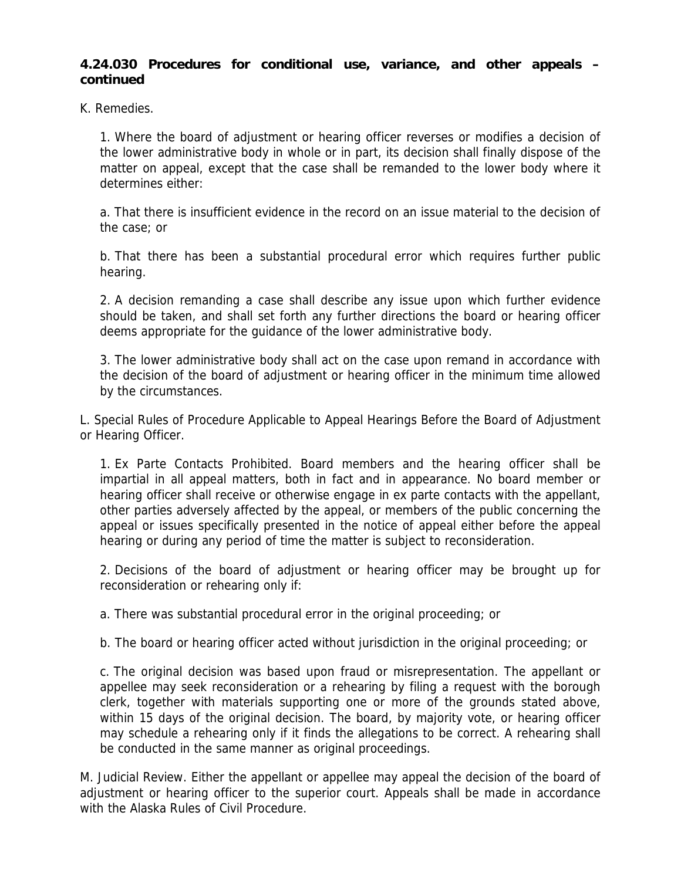**4.24.030 Procedures for conditional use, variance, and other appeals – continued**

K. Remedies.

1. Where the board of adjustment or hearing officer reverses or modifies a decision of the lower administrative body in whole or in part, its decision shall finally dispose of the matter on appeal, except that the case shall be remanded to the lower body where it determines either:

a. That there is insufficient evidence in the record on an issue material to the decision of the case; or

b. That there has been a substantial procedural error which requires further public hearing.

2. A decision remanding a case shall describe any issue upon which further evidence should be taken, and shall set forth any further directions the board or hearing officer deems appropriate for the guidance of the lower administrative body.

3. The lower administrative body shall act on the case upon remand in accordance with the decision of the board of adjustment or hearing officer in the minimum time allowed by the circumstances.

L. Special Rules of Procedure Applicable to Appeal Hearings Before the Board of Adjustment or Hearing Officer.

1. Ex Parte Contacts Prohibited. Board members and the hearing officer shall be impartial in all appeal matters, both in fact and in appearance. No board member or hearing officer shall receive or otherwise engage in ex parte contacts with the appellant, other parties adversely affected by the appeal, or members of the public concerning the appeal or issues specifically presented in the notice of appeal either before the appeal hearing or during any period of time the matter is subject to reconsideration.

2. Decisions of the board of adjustment or hearing officer may be brought up for reconsideration or rehearing only if:

a. There was substantial procedural error in the original proceeding; or

b. The board or hearing officer acted without jurisdiction in the original proceeding; or

c. The original decision was based upon fraud or misrepresentation. The appellant or appellee may seek reconsideration or a rehearing by filing a request with the borough clerk, together with materials supporting one or more of the grounds stated above, within 15 days of the original decision. The board, by majority vote, or hearing officer may schedule a rehearing only if it finds the allegations to be correct. A rehearing shall be conducted in the same manner as original proceedings.

M. Judicial Review. Either the appellant or appellee may appeal the decision of the board of adjustment or hearing officer to the superior court. Appeals shall be made in accordance with the Alaska Rules of Civil Procedure.